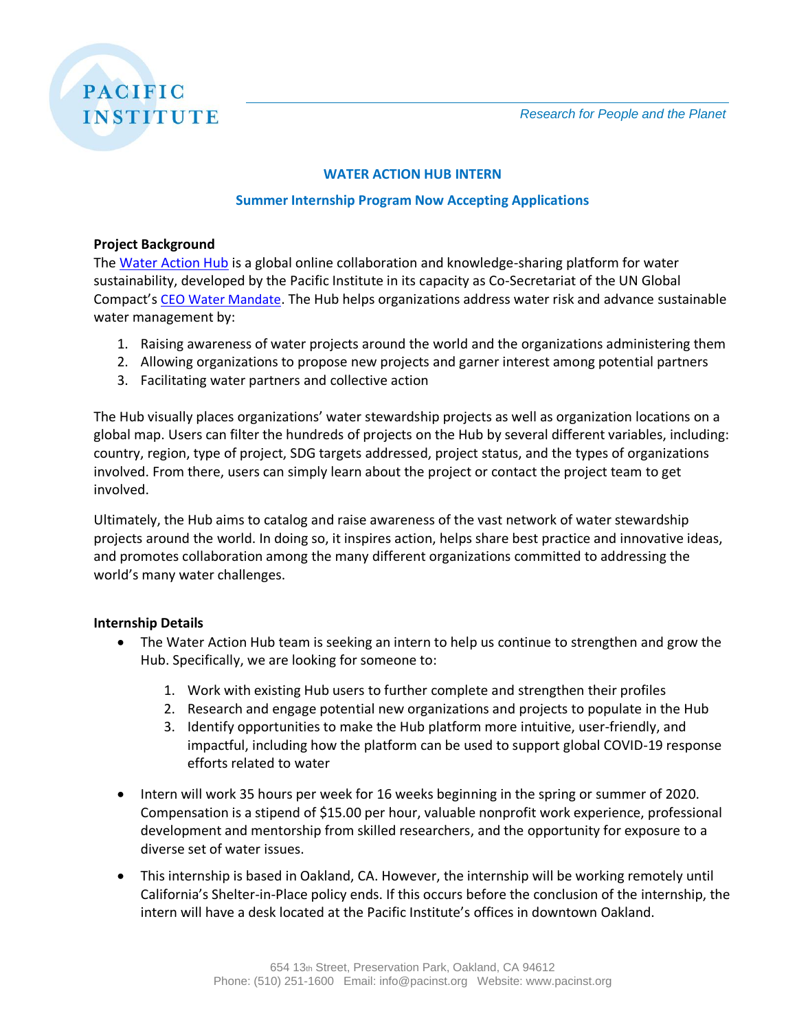**PACIFIC INSTITUTE**

*Research for People and the Planet*

## WATER ACTION HUB INTERN

### Summer Internship Program Now Accepting Applications

**Project Background**

The Water Action Hub is a global online collaboration and knowledge-sharing platform for water sustainability, developed by the Pacific Institute in its capacity as Co-Secretariat of the UN Global Compact's CEO Water Mandate. The Hub helps organizations address water risk and advance sustainable water management by:

1. Raising awareness of water projects around the world and the organizations administering them
2. Allowing organizations to propose new projects and garner interest among potential partners
3. Facilitating water partners and collective action

The Hub visually places organizations' water stewardship projects as well as organization locations on a global map. Users can filter the hundreds of projects on the Hub by several different variables, including: country, region, type of project, SDG targets addressed, project status, and the types of organizations involved. From there, users can simply learn about the project or contact the project team to get involved.

Ultimately, the Hub aims to catalog and raise awareness of the vast network of water stewardship projects around the world. In doing so, it inspires action, helps share best practice and innovative ideas, and promotes collaboration among the many different organizations committed to addressing the world's many water challenges.

**Internship Details**

- The Water Action Hub team is seeking an intern to help us continue to strengthen and grow the Hub. Specifically, we are looking for someone to:
  1. Work with existing Hub users to further complete and strengthen their profiles
  2. Research and engage potential new organizations and projects to populate in the Hub
  3. Identify opportunities to make the Hub platform more intuitive, user-friendly, and impactful, including how the platform can be used to support global COVID-19 response efforts related to water
- Intern will work 35 hours per week for 16 weeks beginning in the spring or summer of 2020. Compensation is a stipend of $15.00 per hour, valuable nonprofit work experience, professional development and mentorship from skilled researchers, and the opportunity for exposure to a diverse set of water issues.
- This internship is based in Oakland, CA. However, the internship will be working remotely until California's Shelter-in-Place policy ends. If this occurs before the conclusion of the internship, the intern will have a desk located at the Pacific Institute's offices in downtown Oakland.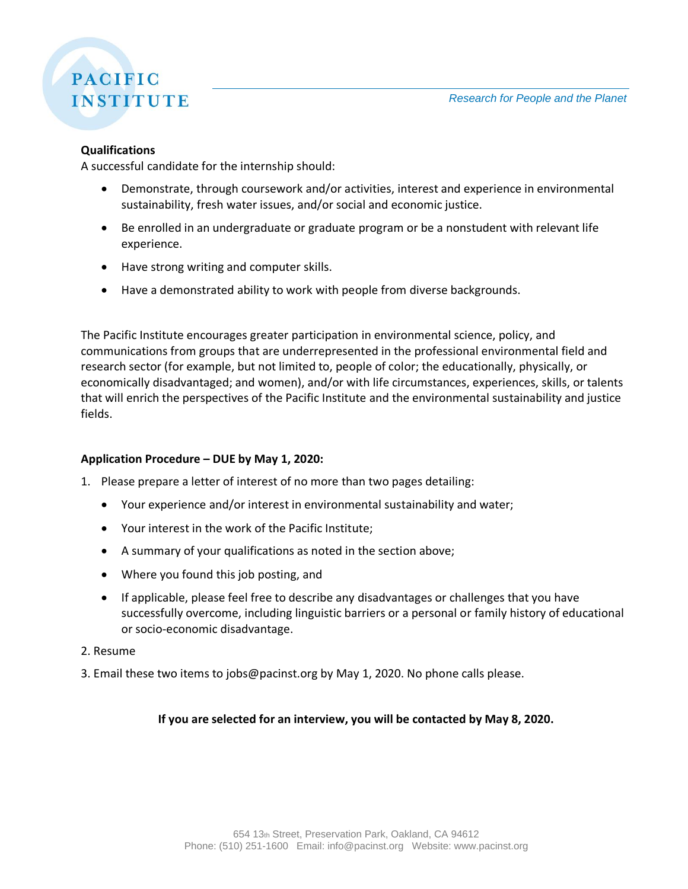**Qualifications**

A successful candidate for the internship should:

- Demonstrate, through coursework and/or activities, interest and experience in environmental sustainability, fresh water issues, and/or social and economic justice.
- Be enrolled in an undergraduate or graduate program or be a nonstudent with relevant life experience.
- Have strong writing and computer skills.
- Have a demonstrated ability to work with people from diverse backgrounds.

The Pacific Institute encourages greater participation in environmental science, policy, and communications from groups that are underrepresented in the professional environmental field and research sector (for example, but not limited to, people of color; the educationally, physically, or economically disadvantaged; and women), and/or with life circumstances, experiences, skills, or talents that will enrich the perspectives of the Pacific Institute and the environmental sustainability and justice fields.

**Application Procedure – DUE by May 1, 2020:**

1. Please prepare a letter of interest of no more than two pages detailing:
   - Your experience and/or interest in environmental sustainability and water;
   - Your interest in the work of the Pacific Institute;
   - A summary of your qualifications as noted in the section above;
   - Where you found this job posting, and
   - If applicable, please feel free to describe any disadvantages or challenges that you have successfully overcome, including linguistic barriers or a personal or family history of educational or socio-economic disadvantage.

2. Resume

3. Email these two items to jobs@pacinst.org by May 1, 2020. No phone calls please.

**If you are selected for an interview, you will be contacted by May 8, 2020.**